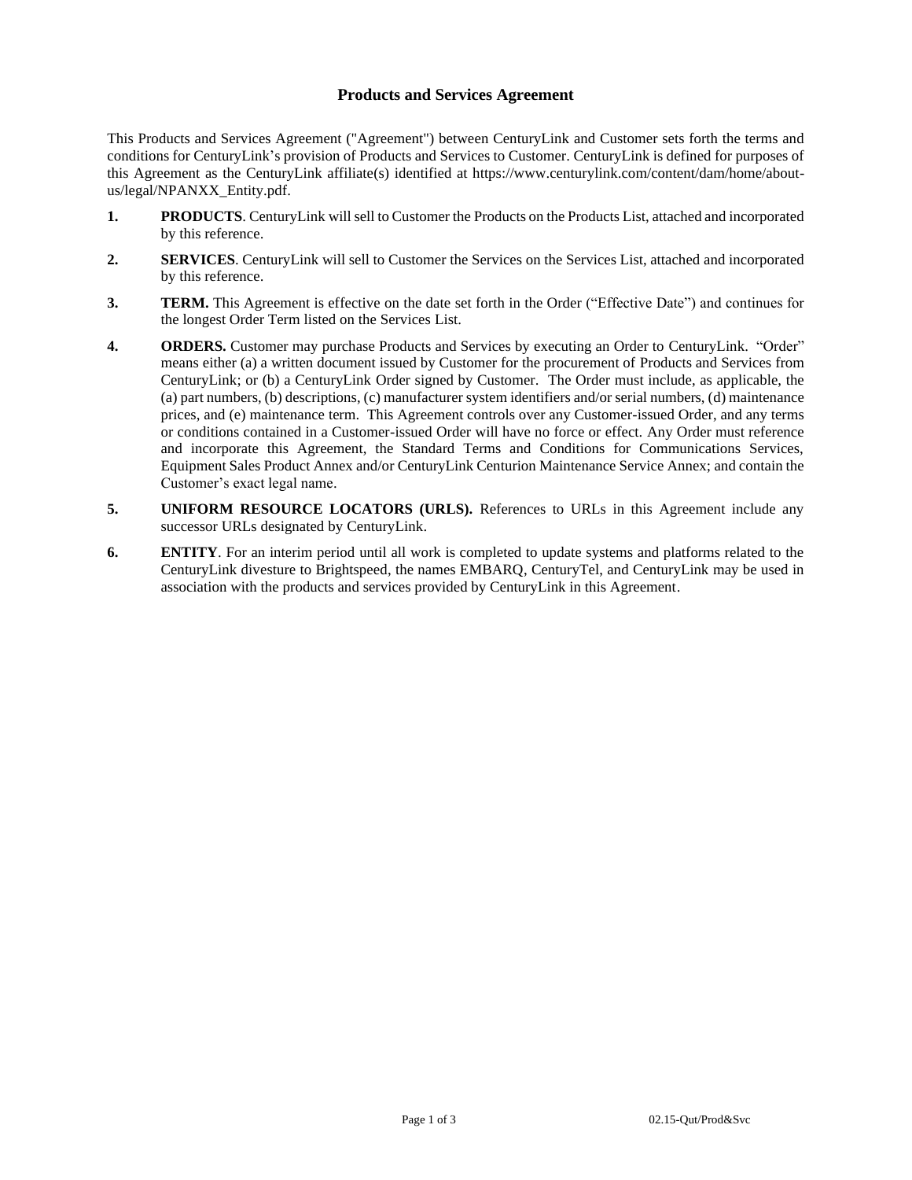# Products and Services Agreement

This Products and Services Agreement ("Agreement") between CenturyLink and Customer sets forth the terms and conditions for CenturyLink's provision of Products and Services to Customer. CenturyLink is defined for purposes of this Agreement as the CenturyLink affiliate(s) identified at https://www.centurylink.com/content/dam/home/about-us/legal/NPANXX_Entity.pdf.

1. **PRODUCTS**. CenturyLink will sell to Customer the Products on the Products List, attached and incorporated by this reference.

2. **SERVICES**. CenturyLink will sell to Customer the Services on the Services List, attached and incorporated by this reference.

3. **TERM.** This Agreement is effective on the date set forth in the Order ("Effective Date") and continues for the longest Order Term listed on the Services List.

4. **ORDERS.** Customer may purchase Products and Services by executing an Order to CenturyLink. "Order" means either (a) a written document issued by Customer for the procurement of Products and Services from CenturyLink; or (b) a CenturyLink Order signed by Customer. The Order must include, as applicable, the (a) part numbers, (b) descriptions, (c) manufacturer system identifiers and/or serial numbers, (d) maintenance prices, and (e) maintenance term. This Agreement controls over any Customer-issued Order, and any terms or conditions contained in a Customer-issued Order will have no force or effect. Any Order must reference and incorporate this Agreement, the Standard Terms and Conditions for Communications Services, Equipment Sales Product Annex and/or CenturyLink Centurion Maintenance Service Annex; and contain the Customer's exact legal name.

5. **UNIFORM RESOURCE LOCATORS (URLS).** References to URLs in this Agreement include any successor URLs designated by CenturyLink.

6. **ENTITY**. For an interim period until all work is completed to update systems and platforms related to the CenturyLink divesture to Brightspeed, the names EMBARQ, CenturyTel, and CenturyLink may be used in association with the products and services provided by CenturyLink in this Agreement.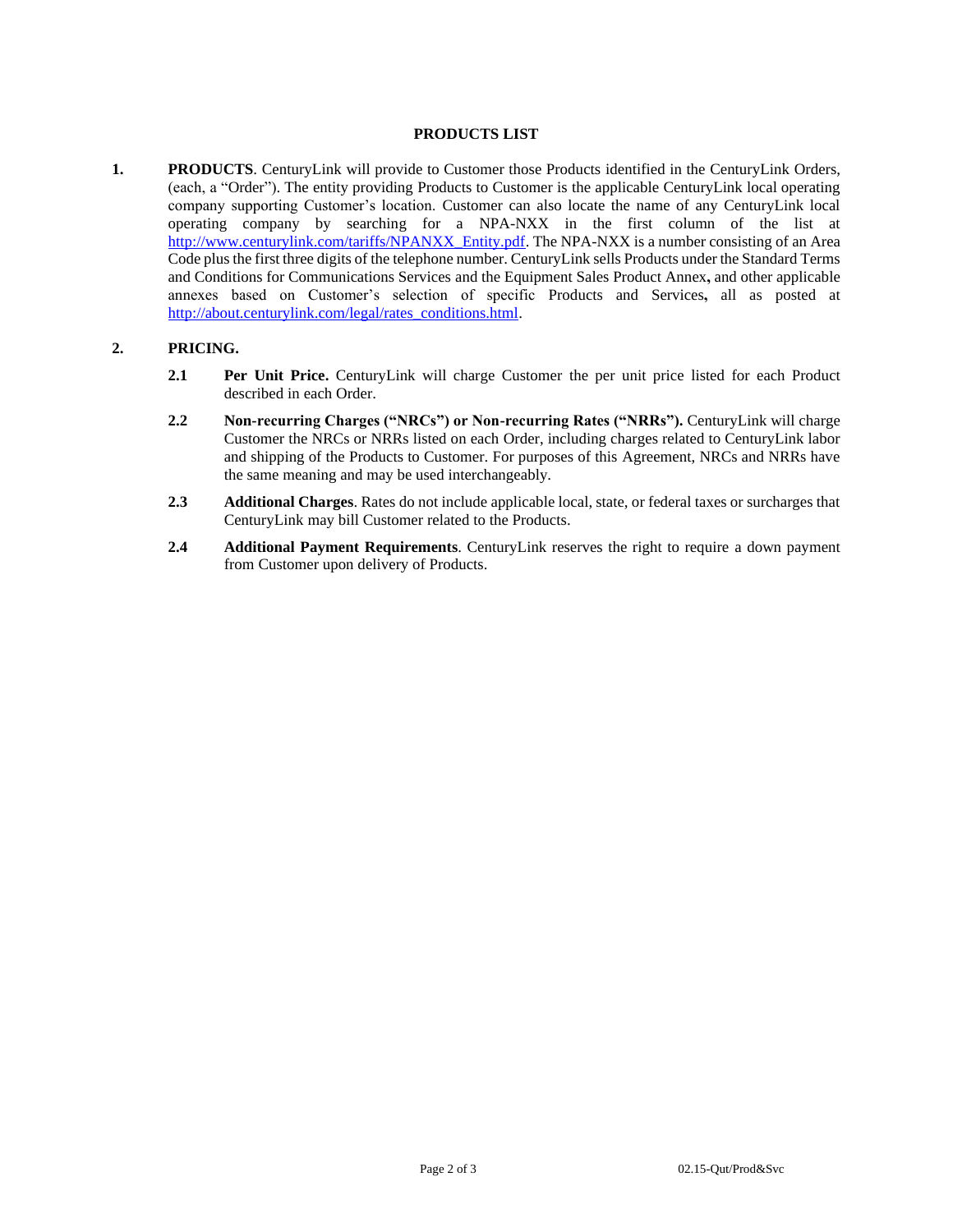# PRODUCTS LIST

**1. PRODUCTS**. CenturyLink will provide to Customer those Products identified in the CenturyLink Orders, (each, a "Order"). The entity providing Products to Customer is the applicable CenturyLink local operating company supporting Customer's location. Customer can also locate the name of any CenturyLink local operating company by searching for a NPA-NXX in the first column of the list at http://www.centurylink.com/tariffs/NPANXX_Entity.pdf. The NPA-NXX is a number consisting of an Area Code plus the first three digits of the telephone number. CenturyLink sells Products under the Standard Terms and Conditions for Communications Services and the Equipment Sales Product Annex**,** and other applicable annexes based on Customer's selection of specific Products and Services**,** all as posted at http://about.centurylink.com/legal/rates_conditions.html.

**2. PRICING.**

**2.1 Per Unit Price.** CenturyLink will charge Customer the per unit price listed for each Product described in each Order.

**2.2 Non-recurring Charges ("NRCs") or Non-recurring Rates ("NRRs").** CenturyLink will charge Customer the NRCs or NRRs listed on each Order, including charges related to CenturyLink labor and shipping of the Products to Customer. For purposes of this Agreement, NRCs and NRRs have the same meaning and may be used interchangeably.

**2.3 Additional Charges**. Rates do not include applicable local, state, or federal taxes or surcharges that CenturyLink may bill Customer related to the Products.

**2.4 Additional Payment Requirements**. CenturyLink reserves the right to require a down payment from Customer upon delivery of Products.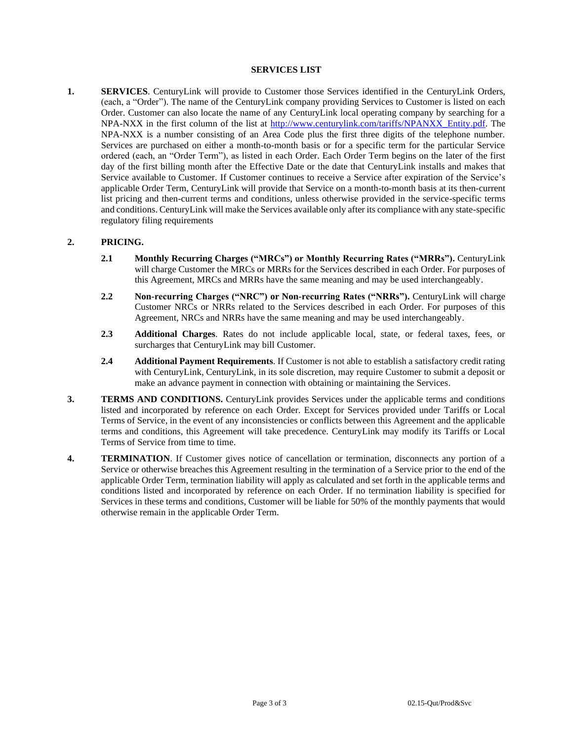# SERVICES LIST

**1. SERVICES**. CenturyLink will provide to Customer those Services identified in the CenturyLink Orders, (each, a "Order"). The name of the CenturyLink company providing Services to Customer is listed on each Order. Customer can also locate the name of any CenturyLink local operating company by searching for a NPA-NXX in the first column of the list at http://www.centurylink.com/tariffs/NPANXX_Entity.pdf. The NPA-NXX is a number consisting of an Area Code plus the first three digits of the telephone number. Services are purchased on either a month-to-month basis or for a specific term for the particular Service ordered (each, an "Order Term"), as listed in each Order. Each Order Term begins on the later of the first day of the first billing month after the Effective Date or the date that CenturyLink installs and makes that Service available to Customer. If Customer continues to receive a Service after expiration of the Service's applicable Order Term, CenturyLink will provide that Service on a month-to-month basis at its then-current list pricing and then-current terms and conditions, unless otherwise provided in the service-specific terms and conditions. CenturyLink will make the Services available only after its compliance with any state-specific regulatory filing requirements

**2. PRICING.**

**2.1 Monthly Recurring Charges ("MRCs") or Monthly Recurring Rates ("MRRs").** CenturyLink will charge Customer the MRCs or MRRs for the Services described in each Order. For purposes of this Agreement, MRCs and MRRs have the same meaning and may be used interchangeably.

**2.2 Non-recurring Charges ("NRC") or Non-recurring Rates ("NRRs").** CenturyLink will charge Customer NRCs or NRRs related to the Services described in each Order. For purposes of this Agreement, NRCs and NRRs have the same meaning and may be used interchangeably.

**2.3 Additional Charges**. Rates do not include applicable local, state, or federal taxes, fees, or surcharges that CenturyLink may bill Customer.

**2.4 Additional Payment Requirements**. If Customer is not able to establish a satisfactory credit rating with CenturyLink, CenturyLink, in its sole discretion, may require Customer to submit a deposit or make an advance payment in connection with obtaining or maintaining the Services.

**3. TERMS AND CONDITIONS.** CenturyLink provides Services under the applicable terms and conditions listed and incorporated by reference on each Order. Except for Services provided under Tariffs or Local Terms of Service, in the event of any inconsistencies or conflicts between this Agreement and the applicable terms and conditions, this Agreement will take precedence. CenturyLink may modify its Tariffs or Local Terms of Service from time to time.

**4. TERMINATION**. If Customer gives notice of cancellation or termination, disconnects any portion of a Service or otherwise breaches this Agreement resulting in the termination of a Service prior to the end of the applicable Order Term, termination liability will apply as calculated and set forth in the applicable terms and conditions listed and incorporated by reference on each Order. If no termination liability is specified for Services in these terms and conditions, Customer will be liable for 50% of the monthly payments that would otherwise remain in the applicable Order Term.